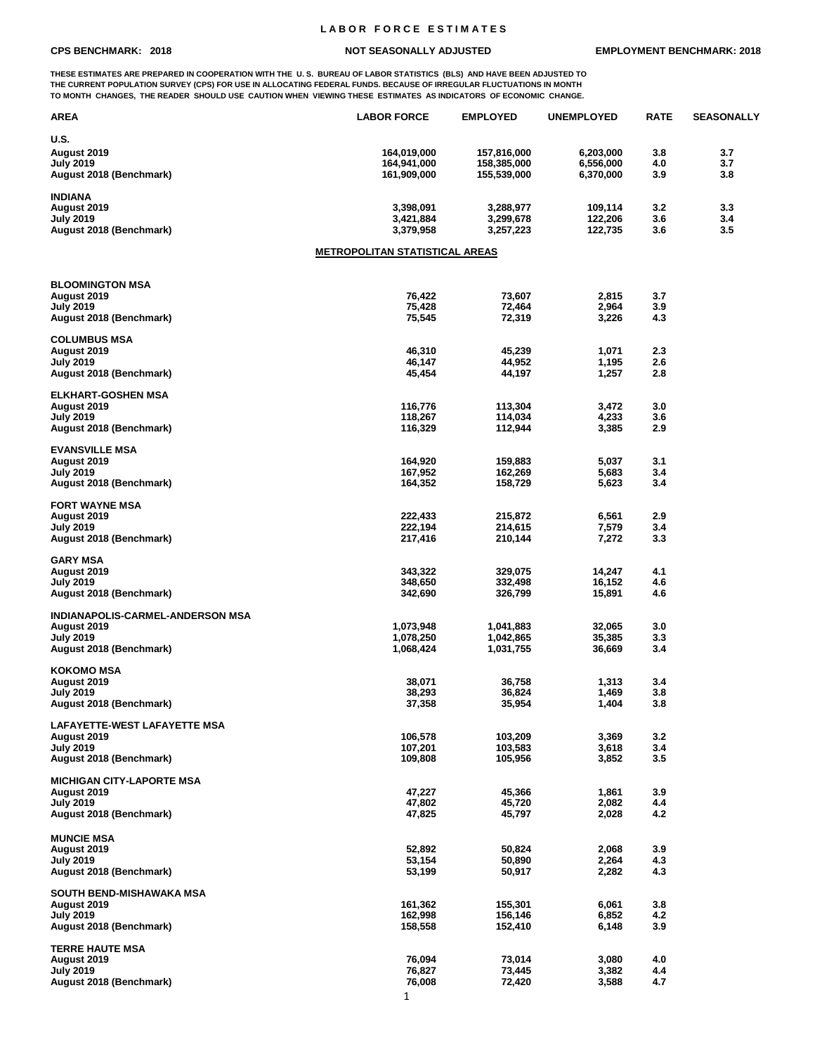# LABOR FORCE ESTIMATES

**CPS BENCHMARK: 2018** | **NOT SEASONALLY ADJUSTED** | **EMPLOYMENT BENCHMARK: 2018**

THESE ESTIMATES ARE PREPARED IN COOPERATION WITH THE U. S. BUREAU OF LABOR STATISTICS (BLS) AND HAVE BEEN ADJUSTED TO THE CURRENT POPULATION SURVEY (CPS) FOR USE IN ALLOCATING FEDERAL FUNDS. BECAUSE OF IRREGULAR FLUCTUATIONS IN MONTH TO MONTH CHANGES, THE READER SHOULD USE CAUTION WHEN VIEWING THESE ESTIMATES AS INDICATORS OF ECONOMIC CHANGE.

| AREA | LABOR FORCE | EMPLOYED | UNEMPLOYED | RATE | SEASONALLY |
|---|---|---|---|---|---|
| **U.S.** | | | | | |
| August 2019 | 164,019,000 | 157,816,000 | 6,203,000 | 3.8 | 3.7 |
| July 2019 | 164,941,000 | 158,385,000 | 6,556,000 | 4.0 | 3.7 |
| August 2018 (Benchmark) | 161,909,000 | 155,539,000 | 6,370,000 | 3.9 | 3.8 |
| **INDIANA** | | | | | |
| August 2019 | 3,398,091 | 3,288,977 | 109,114 | 3.2 | 3.3 |
| July 2019 | 3,421,884 | 3,299,678 | 122,206 | 3.6 | 3.4 |
| August 2018 (Benchmark) | 3,379,958 | 3,257,223 | 122,735 | 3.6 | 3.5 |

## METROPOLITAN STATISTICAL AREAS

| AREA | LABOR FORCE | EMPLOYED | UNEMPLOYED | RATE |
|---|---|---|---|---|
| **BLOOMINGTON MSA** | | | | |
| August 2019 | 76,422 | 73,607 | 2,815 | 3.7 |
| July 2019 | 75,428 | 72,464 | 2,964 | 3.9 |
| August 2018 (Benchmark) | 75,545 | 72,319 | 3,226 | 4.3 |
| **COLUMBUS MSA** | | | | |
| August 2019 | 46,310 | 45,239 | 1,071 | 2.3 |
| July 2019 | 46,147 | 44,952 | 1,195 | 2.6 |
| August 2018 (Benchmark) | 45,454 | 44,197 | 1,257 | 2.8 |
| **ELKHART-GOSHEN MSA** | | | | |
| August 2019 | 116,776 | 113,304 | 3,472 | 3.0 |
| July 2019 | 118,267 | 114,034 | 4,233 | 3.6 |
| August 2018 (Benchmark) | 116,329 | 112,944 | 3,385 | 2.9 |
| **EVANSVILLE MSA** | | | | |
| August 2019 | 164,920 | 159,883 | 5,037 | 3.1 |
| July 2019 | 167,952 | 162,269 | 5,683 | 3.4 |
| August 2018 (Benchmark) | 164,352 | 158,729 | 5,623 | 3.4 |
| **FORT WAYNE MSA** | | | | |
| August 2019 | 222,433 | 215,872 | 6,561 | 2.9 |
| July 2019 | 222,194 | 214,615 | 7,579 | 3.4 |
| August 2018 (Benchmark) | 217,416 | 210,144 | 7,272 | 3.3 |
| **GARY MSA** | | | | |
| August 2019 | 343,322 | 329,075 | 14,247 | 4.1 |
| July 2019 | 348,650 | 332,498 | 16,152 | 4.6 |
| August 2018 (Benchmark) | 342,690 | 326,799 | 15,891 | 4.6 |
| **INDIANAPOLIS-CARMEL-ANDERSON MSA** | | | | |
| August 2019 | 1,073,948 | 1,041,883 | 32,065 | 3.0 |
| July 2019 | 1,078,250 | 1,042,865 | 35,385 | 3.3 |
| August 2018 (Benchmark) | 1,068,424 | 1,031,755 | 36,669 | 3.4 |
| **KOKOMO MSA** | | | | |
| August 2019 | 38,071 | 36,758 | 1,313 | 3.4 |
| July 2019 | 38,293 | 36,824 | 1,469 | 3.8 |
| August 2018 (Benchmark) | 37,358 | 35,954 | 1,404 | 3.8 |
| **LAFAYETTE-WEST LAFAYETTE MSA** | | | | |
| August 2019 | 106,578 | 103,209 | 3,369 | 3.2 |
| July 2019 | 107,201 | 103,583 | 3,618 | 3.4 |
| August 2018 (Benchmark) | 109,808 | 105,956 | 3,852 | 3.5 |
| **MICHIGAN CITY-LAPORTE MSA** | | | | |
| August 2019 | 47,227 | 45,366 | 1,861 | 3.9 |
| July 2019 | 47,802 | 45,720 | 2,082 | 4.4 |
| August 2018 (Benchmark) | 47,825 | 45,797 | 2,028 | 4.2 |
| **MUNCIE MSA** | | | | |
| August 2019 | 52,892 | 50,824 | 2,068 | 3.9 |
| July 2019 | 53,154 | 50,890 | 2,264 | 4.3 |
| August 2018 (Benchmark) | 53,199 | 50,917 | 2,282 | 4.3 |
| **SOUTH BEND-MISHAWAKA MSA** | | | | |
| August 2019 | 161,362 | 155,301 | 6,061 | 3.8 |
| July 2019 | 162,998 | 156,146 | 6,852 | 4.2 |
| August 2018 (Benchmark) | 158,558 | 152,410 | 6,148 | 3.9 |
| **TERRE HAUTE MSA** | | | | |
| August 2019 | 76,094 | 73,014 | 3,080 | 4.0 |
| July 2019 | 76,827 | 73,445 | 3,382 | 4.4 |
| August 2018 (Benchmark) | 76,008 | 72,420 | 3,588 | 4.7 |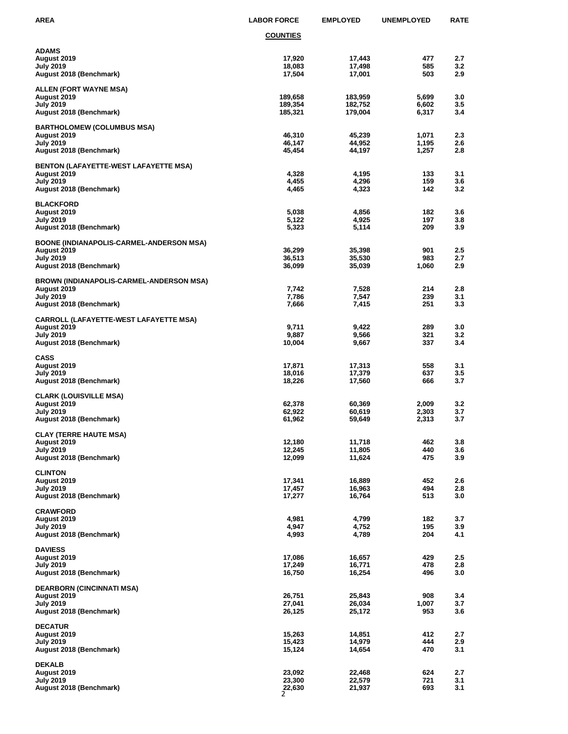| AREA | LABOR FORCE | EMPLOYED | UNEMPLOYED | RATE |
|---|---|---|---|---|
| | **COUNTIES** | | | |
| **ADAMS** | | | | |
| August 2019 | 17,920 | 17,443 | 477 | 2.7 |
| July 2019 | 18,083 | 17,498 | 585 | 3.2 |
| August 2018 (Benchmark) | 17,504 | 17,001 | 503 | 2.9 |
| **ALLEN (FORT WAYNE MSA)** | | | | |
| August 2019 | 189,658 | 183,959 | 5,699 | 3.0 |
| July 2019 | 189,354 | 182,752 | 6,602 | 3.5 |
| August 2018 (Benchmark) | 185,321 | 179,004 | 6,317 | 3.4 |
| **BARTHOLOMEW (COLUMBUS MSA)** | | | | |
| August 2019 | 46,310 | 45,239 | 1,071 | 2.3 |
| July 2019 | 46,147 | 44,952 | 1,195 | 2.6 |
| August 2018 (Benchmark) | 45,454 | 44,197 | 1,257 | 2.8 |
| **BENTON (LAFAYETTE-WEST LAFAYETTE MSA)** | | | | |
| August 2019 | 4,328 | 4,195 | 133 | 3.1 |
| July 2019 | 4,455 | 4,296 | 159 | 3.6 |
| August 2018 (Benchmark) | 4,465 | 4,323 | 142 | 3.2 |
| **BLACKFORD** | | | | |
| August 2019 | 5,038 | 4,856 | 182 | 3.6 |
| July 2019 | 5,122 | 4,925 | 197 | 3.8 |
| August 2018 (Benchmark) | 5,323 | 5,114 | 209 | 3.9 |
| **BOONE (INDIANAPOLIS-CARMEL-ANDERSON MSA)** | | | | |
| August 2019 | 36,299 | 35,398 | 901 | 2.5 |
| July 2019 | 36,513 | 35,530 | 983 | 2.7 |
| August 2018 (Benchmark) | 36,099 | 35,039 | 1,060 | 2.9 |
| **BROWN (INDIANAPOLIS-CARMEL-ANDERSON MSA)** | | | | |
| August 2019 | 7,742 | 7,528 | 214 | 2.8 |
| July 2019 | 7,786 | 7,547 | 239 | 3.1 |
| August 2018 (Benchmark) | 7,666 | 7,415 | 251 | 3.3 |
| **CARROLL (LAFAYETTE-WEST LAFAYETTE MSA)** | | | | |
| August 2019 | 9,711 | 9,422 | 289 | 3.0 |
| July 2019 | 9,887 | 9,566 | 321 | 3.2 |
| August 2018 (Benchmark) | 10,004 | 9,667 | 337 | 3.4 |
| **CASS** | | | | |
| August 2019 | 17,871 | 17,313 | 558 | 3.1 |
| July 2019 | 18,016 | 17,379 | 637 | 3.5 |
| August 2018 (Benchmark) | 18,226 | 17,560 | 666 | 3.7 |
| **CLARK (LOUISVILLE MSA)** | | | | |
| August 2019 | 62,378 | 60,369 | 2,009 | 3.2 |
| July 2019 | 62,922 | 60,619 | 2,303 | 3.7 |
| August 2018 (Benchmark) | 61,962 | 59,649 | 2,313 | 3.7 |
| **CLAY (TERRE HAUTE MSA)** | | | | |
| August 2019 | 12,180 | 11,718 | 462 | 3.8 |
| July 2019 | 12,245 | 11,805 | 440 | 3.6 |
| August 2018 (Benchmark) | 12,099 | 11,624 | 475 | 3.9 |
| **CLINTON** | | | | |
| August 2019 | 17,341 | 16,889 | 452 | 2.6 |
| July 2019 | 17,457 | 16,963 | 494 | 2.8 |
| August 2018 (Benchmark) | 17,277 | 16,764 | 513 | 3.0 |
| **CRAWFORD** | | | | |
| August 2019 | 4,981 | 4,799 | 182 | 3.7 |
| July 2019 | 4,947 | 4,752 | 195 | 3.9 |
| August 2018 (Benchmark) | 4,993 | 4,789 | 204 | 4.1 |
| **DAVIESS** | | | | |
| August 2019 | 17,086 | 16,657 | 429 | 2.5 |
| July 2019 | 17,249 | 16,771 | 478 | 2.8 |
| August 2018 (Benchmark) | 16,750 | 16,254 | 496 | 3.0 |
| **DEARBORN (CINCINNATI MSA)** | | | | |
| August 2019 | 26,751 | 25,843 | 908 | 3.4 |
| July 2019 | 27,041 | 26,034 | 1,007 | 3.7 |
| August 2018 (Benchmark) | 26,125 | 25,172 | 953 | 3.6 |
| **DECATUR** | | | | |
| August 2019 | 15,263 | 14,851 | 412 | 2.7 |
| July 2019 | 15,423 | 14,979 | 444 | 2.9 |
| August 2018 (Benchmark) | 15,124 | 14,654 | 470 | 3.1 |
| **DEKALB** | | | | |
| August 2019 | 23,092 | 22,468 | 624 | 2.7 |
| July 2019 | 23,300 | 22,579 | 721 | 3.1 |
| August 2018 (Benchmark) | 22,630 | 21,937 | 693 | 3.1 |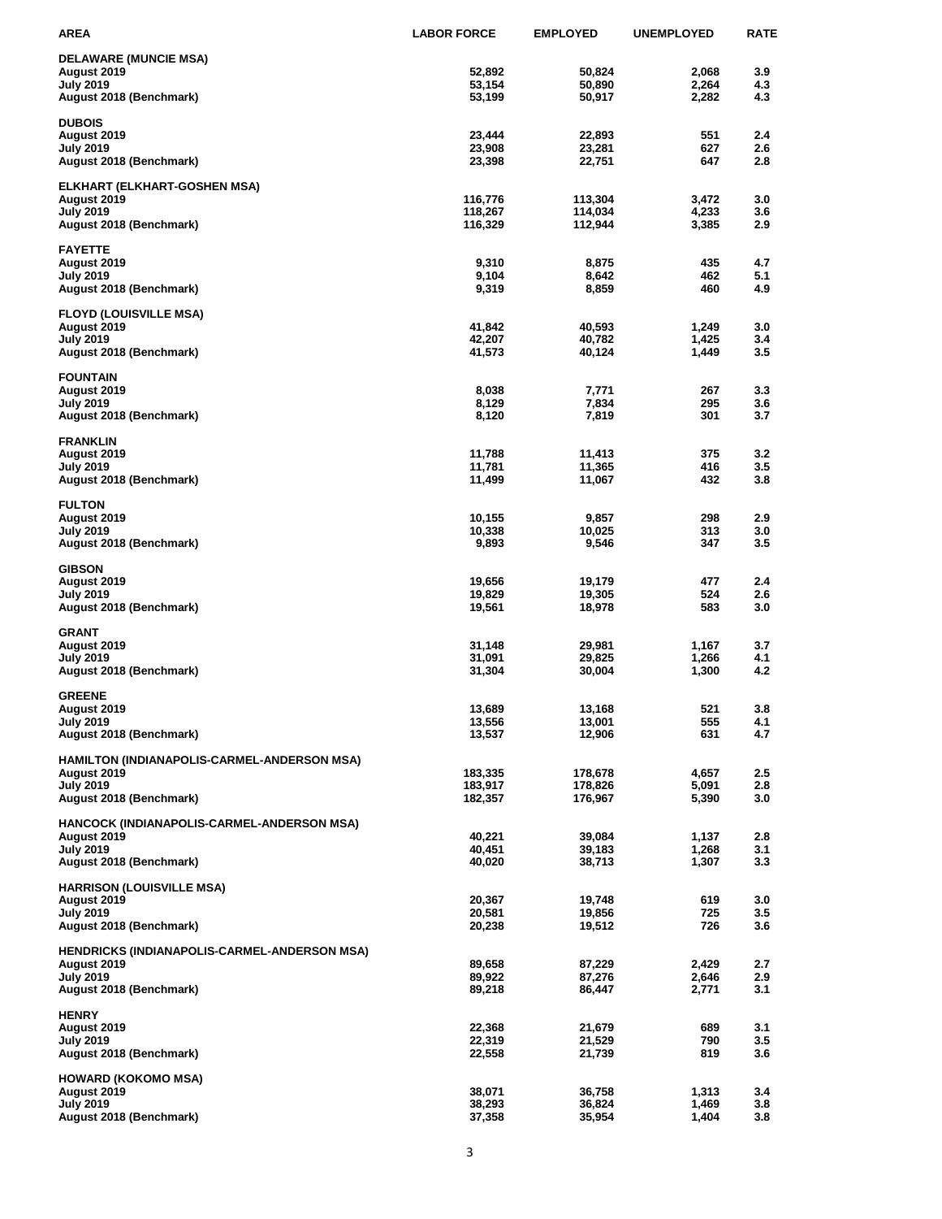| AREA | LABOR FORCE | EMPLOYED | UNEMPLOYED | RATE |
|---|---|---|---|---|
| **DELAWARE (MUNCIE MSA)** | | | | |
| August 2019 | 52,892 | 50,824 | 2,068 | 3.9 |
| July 2019 | 53,154 | 50,890 | 2,264 | 4.3 |
| August 2018 (Benchmark) | 53,199 | 50,917 | 2,282 | 4.3 |
| **DUBOIS** | | | | |
| August 2019 | 23,444 | 22,893 | 551 | 2.4 |
| July 2019 | 23,908 | 23,281 | 627 | 2.6 |
| August 2018 (Benchmark) | 23,398 | 22,751 | 647 | 2.8 |
| **ELKHART (ELKHART-GOSHEN MSA)** | | | | |
| August 2019 | 116,776 | 113,304 | 3,472 | 3.0 |
| July 2019 | 118,267 | 114,034 | 4,233 | 3.6 |
| August 2018 (Benchmark) | 116,329 | 112,944 | 3,385 | 2.9 |
| **FAYETTE** | | | | |
| August 2019 | 9,310 | 8,875 | 435 | 4.7 |
| July 2019 | 9,104 | 8,642 | 462 | 5.1 |
| August 2018 (Benchmark) | 9,319 | 8,859 | 460 | 4.9 |
| **FLOYD (LOUISVILLE MSA)** | | | | |
| August 2019 | 41,842 | 40,593 | 1,249 | 3.0 |
| July 2019 | 42,207 | 40,782 | 1,425 | 3.4 |
| August 2018 (Benchmark) | 41,573 | 40,124 | 1,449 | 3.5 |
| **FOUNTAIN** | | | | |
| August 2019 | 8,038 | 7,771 | 267 | 3.3 |
| July 2019 | 8,129 | 7,834 | 295 | 3.6 |
| August 2018 (Benchmark) | 8,120 | 7,819 | 301 | 3.7 |
| **FRANKLIN** | | | | |
| August 2019 | 11,788 | 11,413 | 375 | 3.2 |
| July 2019 | 11,781 | 11,365 | 416 | 3.5 |
| August 2018 (Benchmark) | 11,499 | 11,067 | 432 | 3.8 |
| **FULTON** | | | | |
| August 2019 | 10,155 | 9,857 | 298 | 2.9 |
| July 2019 | 10,338 | 10,025 | 313 | 3.0 |
| August 2018 (Benchmark) | 9,893 | 9,546 | 347 | 3.5 |
| **GIBSON** | | | | |
| August 2019 | 19,656 | 19,179 | 477 | 2.4 |
| July 2019 | 19,829 | 19,305 | 524 | 2.6 |
| August 2018 (Benchmark) | 19,561 | 18,978 | 583 | 3.0 |
| **GRANT** | | | | |
| August 2019 | 31,148 | 29,981 | 1,167 | 3.7 |
| July 2019 | 31,091 | 29,825 | 1,266 | 4.1 |
| August 2018 (Benchmark) | 31,304 | 30,004 | 1,300 | 4.2 |
| **GREENE** | | | | |
| August 2019 | 13,689 | 13,168 | 521 | 3.8 |
| July 2019 | 13,556 | 13,001 | 555 | 4.1 |
| August 2018 (Benchmark) | 13,537 | 12,906 | 631 | 4.7 |
| **HAMILTON (INDIANAPOLIS-CARMEL-ANDERSON MSA)** | | | | |
| August 2019 | 183,335 | 178,678 | 4,657 | 2.5 |
| July 2019 | 183,917 | 178,826 | 5,091 | 2.8 |
| August 2018 (Benchmark) | 182,357 | 176,967 | 5,390 | 3.0 |
| **HANCOCK (INDIANAPOLIS-CARMEL-ANDERSON MSA)** | | | | |
| August 2019 | 40,221 | 39,084 | 1,137 | 2.8 |
| July 2019 | 40,451 | 39,183 | 1,268 | 3.1 |
| August 2018 (Benchmark) | 40,020 | 38,713 | 1,307 | 3.3 |
| **HARRISON (LOUISVILLE MSA)** | | | | |
| August 2019 | 20,367 | 19,748 | 619 | 3.0 |
| July 2019 | 20,581 | 19,856 | 725 | 3.5 |
| August 2018 (Benchmark) | 20,238 | 19,512 | 726 | 3.6 |
| **HENDRICKS (INDIANAPOLIS-CARMEL-ANDERSON MSA)** | | | | |
| August 2019 | 89,658 | 87,229 | 2,429 | 2.7 |
| July 2019 | 89,922 | 87,276 | 2,646 | 2.9 |
| August 2018 (Benchmark) | 89,218 | 86,447 | 2,771 | 3.1 |
| **HENRY** | | | | |
| August 2019 | 22,368 | 21,679 | 689 | 3.1 |
| July 2019 | 22,319 | 21,529 | 790 | 3.5 |
| August 2018 (Benchmark) | 22,558 | 21,739 | 819 | 3.6 |
| **HOWARD (KOKOMO MSA)** | | | | |
| August 2019 | 38,071 | 36,758 | 1,313 | 3.4 |
| July 2019 | 38,293 | 36,824 | 1,469 | 3.8 |
| August 2018 (Benchmark) | 37,358 | 35,954 | 1,404 | 3.8 |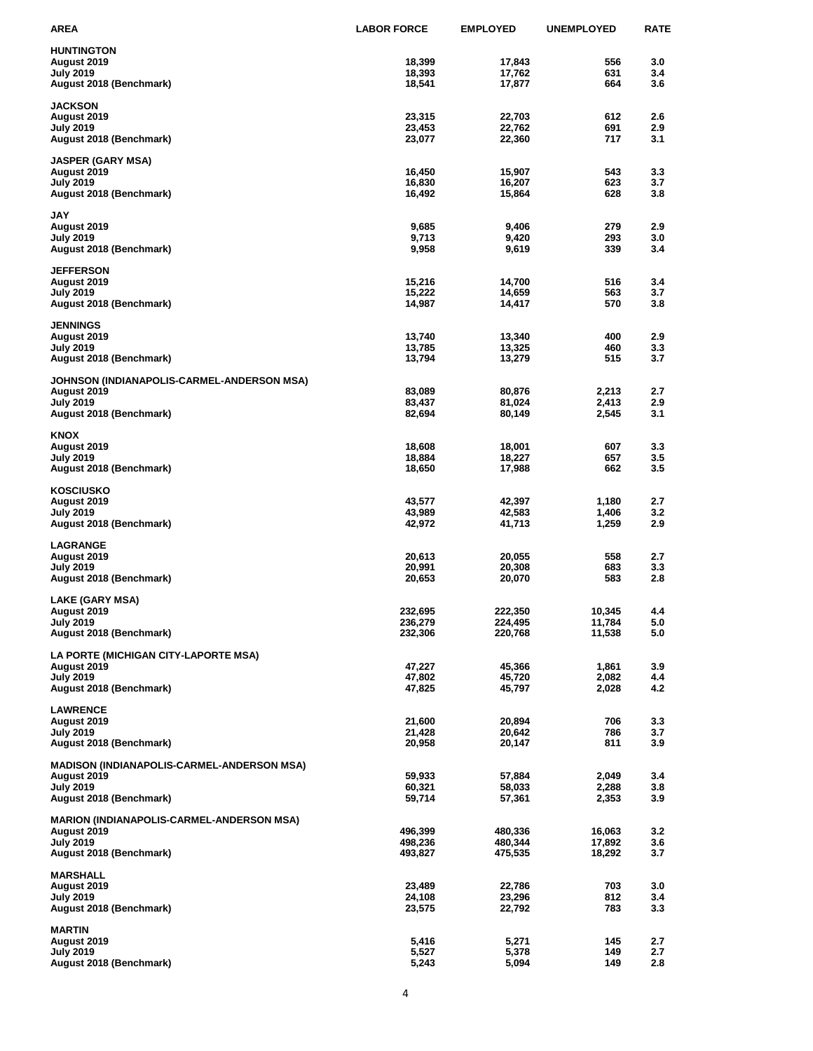| AREA | LABOR FORCE | EMPLOYED | UNEMPLOYED | RATE |
|---|---|---|---|---|
| **HUNTINGTON** | | | | |
| August 2019 | 18,399 | 17,843 | 556 | 3.0 |
| July 2019 | 18,393 | 17,762 | 631 | 3.4 |
| August 2018 (Benchmark) | 18,541 | 17,877 | 664 | 3.6 |
| **JACKSON** | | | | |
| August 2019 | 23,315 | 22,703 | 612 | 2.6 |
| July 2019 | 23,453 | 22,762 | 691 | 2.9 |
| August 2018 (Benchmark) | 23,077 | 22,360 | 717 | 3.1 |
| **JASPER (GARY MSA)** | | | | |
| August 2019 | 16,450 | 15,907 | 543 | 3.3 |
| July 2019 | 16,830 | 16,207 | 623 | 3.7 |
| August 2018 (Benchmark) | 16,492 | 15,864 | 628 | 3.8 |
| **JAY** | | | | |
| August 2019 | 9,685 | 9,406 | 279 | 2.9 |
| July 2019 | 9,713 | 9,420 | 293 | 3.0 |
| August 2018 (Benchmark) | 9,958 | 9,619 | 339 | 3.4 |
| **JEFFERSON** | | | | |
| August 2019 | 15,216 | 14,700 | 516 | 3.4 |
| July 2019 | 15,222 | 14,659 | 563 | 3.7 |
| August 2018 (Benchmark) | 14,987 | 14,417 | 570 | 3.8 |
| **JENNINGS** | | | | |
| August 2019 | 13,740 | 13,340 | 400 | 2.9 |
| July 2019 | 13,785 | 13,325 | 460 | 3.3 |
| August 2018 (Benchmark) | 13,794 | 13,279 | 515 | 3.7 |
| **JOHNSON (INDIANAPOLIS-CARMEL-ANDERSON MSA)** | | | | |
| August 2019 | 83,089 | 80,876 | 2,213 | 2.7 |
| July 2019 | 83,437 | 81,024 | 2,413 | 2.9 |
| August 2018 (Benchmark) | 82,694 | 80,149 | 2,545 | 3.1 |
| **KNOX** | | | | |
| August 2019 | 18,608 | 18,001 | 607 | 3.3 |
| July 2019 | 18,884 | 18,227 | 657 | 3.5 |
| August 2018 (Benchmark) | 18,650 | 17,988 | 662 | 3.5 |
| **KOSCIUSKO** | | | | |
| August 2019 | 43,577 | 42,397 | 1,180 | 2.7 |
| July 2019 | 43,989 | 42,583 | 1,406 | 3.2 |
| August 2018 (Benchmark) | 42,972 | 41,713 | 1,259 | 2.9 |
| **LAGRANGE** | | | | |
| August 2019 | 20,613 | 20,055 | 558 | 2.7 |
| July 2019 | 20,991 | 20,308 | 683 | 3.3 |
| August 2018 (Benchmark) | 20,653 | 20,070 | 583 | 2.8 |
| **LAKE (GARY MSA)** | | | | |
| August 2019 | 232,695 | 222,350 | 10,345 | 4.4 |
| July 2019 | 236,279 | 224,495 | 11,784 | 5.0 |
| August 2018 (Benchmark) | 232,306 | 220,768 | 11,538 | 5.0 |
| **LA PORTE (MICHIGAN CITY-LAPORTE MSA)** | | | | |
| August 2019 | 47,227 | 45,366 | 1,861 | 3.9 |
| July 2019 | 47,802 | 45,720 | 2,082 | 4.4 |
| August 2018 (Benchmark) | 47,825 | 45,797 | 2,028 | 4.2 |
| **LAWRENCE** | | | | |
| August 2019 | 21,600 | 20,894 | 706 | 3.3 |
| July 2019 | 21,428 | 20,642 | 786 | 3.7 |
| August 2018 (Benchmark) | 20,958 | 20,147 | 811 | 3.9 |
| **MADISON (INDIANAPOLIS-CARMEL-ANDERSON MSA)** | | | | |
| August 2019 | 59,933 | 57,884 | 2,049 | 3.4 |
| July 2019 | 60,321 | 58,033 | 2,288 | 3.8 |
| August 2018 (Benchmark) | 59,714 | 57,361 | 2,353 | 3.9 |
| **MARION (INDIANAPOLIS-CARMEL-ANDERSON MSA)** | | | | |
| August 2019 | 496,399 | 480,336 | 16,063 | 3.2 |
| July 2019 | 498,236 | 480,344 | 17,892 | 3.6 |
| August 2018 (Benchmark) | 493,827 | 475,535 | 18,292 | 3.7 |
| **MARSHALL** | | | | |
| August 2019 | 23,489 | 22,786 | 703 | 3.0 |
| July 2019 | 24,108 | 23,296 | 812 | 3.4 |
| August 2018 (Benchmark) | 23,575 | 22,792 | 783 | 3.3 |
| **MARTIN** | | | | |
| August 2019 | 5,416 | 5,271 | 145 | 2.7 |
| July 2019 | 5,527 | 5,378 | 149 | 2.7 |
| August 2018 (Benchmark) | 5,243 | 5,094 | 149 | 2.8 |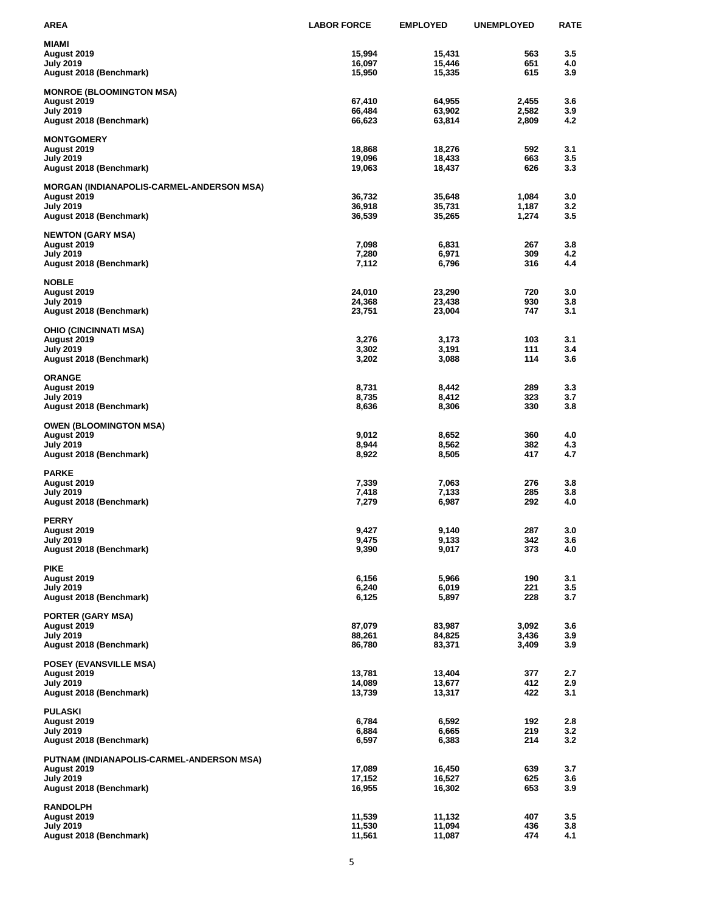| AREA | LABOR FORCE | EMPLOYED | UNEMPLOYED | RATE |
|---|---|---|---|---|
| **MIAMI** | | | | |
| August 2019 | 15,994 | 15,431 | 563 | 3.5 |
| July 2019 | 16,097 | 15,446 | 651 | 4.0 |
| August 2018 (Benchmark) | 15,950 | 15,335 | 615 | 3.9 |
| **MONROE (BLOOMINGTON MSA)** | | | | |
| August 2019 | 67,410 | 64,955 | 2,455 | 3.6 |
| July 2019 | 66,484 | 63,902 | 2,582 | 3.9 |
| August 2018 (Benchmark) | 66,623 | 63,814 | 2,809 | 4.2 |
| **MONTGOMERY** | | | | |
| August 2019 | 18,868 | 18,276 | 592 | 3.1 |
| July 2019 | 19,096 | 18,433 | 663 | 3.5 |
| August 2018 (Benchmark) | 19,063 | 18,437 | 626 | 3.3 |
| **MORGAN (INDIANAPOLIS-CARMEL-ANDERSON MSA)** | | | | |
| August 2019 | 36,732 | 35,648 | 1,084 | 3.0 |
| July 2019 | 36,918 | 35,731 | 1,187 | 3.2 |
| August 2018 (Benchmark) | 36,539 | 35,265 | 1,274 | 3.5 |
| **NEWTON (GARY MSA)** | | | | |
| August 2019 | 7,098 | 6,831 | 267 | 3.8 |
| July 2019 | 7,280 | 6,971 | 309 | 4.2 |
| August 2018 (Benchmark) | 7,112 | 6,796 | 316 | 4.4 |
| **NOBLE** | | | | |
| August 2019 | 24,010 | 23,290 | 720 | 3.0 |
| July 2019 | 24,368 | 23,438 | 930 | 3.8 |
| August 2018 (Benchmark) | 23,751 | 23,004 | 747 | 3.1 |
| **OHIO (CINCINNATI MSA)** | | | | |
| August 2019 | 3,276 | 3,173 | 103 | 3.1 |
| July 2019 | 3,302 | 3,191 | 111 | 3.4 |
| August 2018 (Benchmark) | 3,202 | 3,088 | 114 | 3.6 |
| **ORANGE** | | | | |
| August 2019 | 8,731 | 8,442 | 289 | 3.3 |
| July 2019 | 8,735 | 8,412 | 323 | 3.7 |
| August 2018 (Benchmark) | 8,636 | 8,306 | 330 | 3.8 |
| **OWEN (BLOOMINGTON MSA)** | | | | |
| August 2019 | 9,012 | 8,652 | 360 | 4.0 |
| July 2019 | 8,944 | 8,562 | 382 | 4.3 |
| August 2018 (Benchmark) | 8,922 | 8,505 | 417 | 4.7 |
| **PARKE** | | | | |
| August 2019 | 7,339 | 7,063 | 276 | 3.8 |
| July 2019 | 7,418 | 7,133 | 285 | 3.8 |
| August 2018 (Benchmark) | 7,279 | 6,987 | 292 | 4.0 |
| **PERRY** | | | | |
| August 2019 | 9,427 | 9,140 | 287 | 3.0 |
| July 2019 | 9,475 | 9,133 | 342 | 3.6 |
| August 2018 (Benchmark) | 9,390 | 9,017 | 373 | 4.0 |
| **PIKE** | | | | |
| August 2019 | 6,156 | 5,966 | 190 | 3.1 |
| July 2019 | 6,240 | 6,019 | 221 | 3.5 |
| August 2018 (Benchmark) | 6,125 | 5,897 | 228 | 3.7 |
| **PORTER (GARY MSA)** | | | | |
| August 2019 | 87,079 | 83,987 | 3,092 | 3.6 |
| July 2019 | 88,261 | 84,825 | 3,436 | 3.9 |
| August 2018 (Benchmark) | 86,780 | 83,371 | 3,409 | 3.9 |
| **POSEY (EVANSVILLE MSA)** | | | | |
| August 2019 | 13,781 | 13,404 | 377 | 2.7 |
| July 2019 | 14,089 | 13,677 | 412 | 2.9 |
| August 2018 (Benchmark) | 13,739 | 13,317 | 422 | 3.1 |
| **PULASKI** | | | | |
| August 2019 | 6,784 | 6,592 | 192 | 2.8 |
| July 2019 | 6,884 | 6,665 | 219 | 3.2 |
| August 2018 (Benchmark) | 6,597 | 6,383 | 214 | 3.2 |
| **PUTNAM (INDIANAPOLIS-CARMEL-ANDERSON MSA)** | | | | |
| August 2019 | 17,089 | 16,450 | 639 | 3.7 |
| July 2019 | 17,152 | 16,527 | 625 | 3.6 |
| August 2018 (Benchmark) | 16,955 | 16,302 | 653 | 3.9 |
| **RANDOLPH** | | | | |
| August 2019 | 11,539 | 11,132 | 407 | 3.5 |
| July 2019 | 11,530 | 11,094 | 436 | 3.8 |
| August 2018 (Benchmark) | 11,561 | 11,087 | 474 | 4.1 |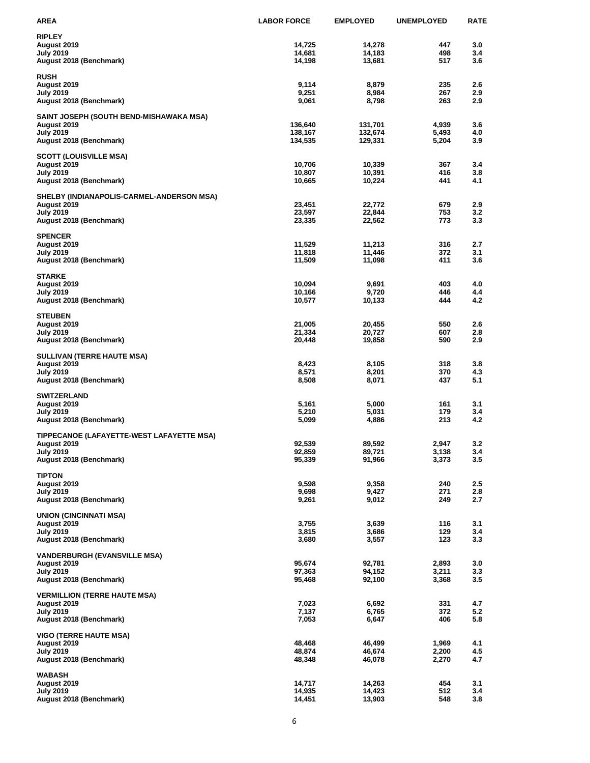| AREA | LABOR FORCE | EMPLOYED | UNEMPLOYED | RATE |
|---|---|---|---|---|
| **RIPLEY** | | | | |
| August 2019 | 14,725 | 14,278 | 447 | 3.0 |
| July 2019 | 14,681 | 14,183 | 498 | 3.4 |
| August 2018 (Benchmark) | 14,198 | 13,681 | 517 | 3.6 |
| **RUSH** | | | | |
| August 2019 | 9,114 | 8,879 | 235 | 2.6 |
| July 2019 | 9,251 | 8,984 | 267 | 2.9 |
| August 2018 (Benchmark) | 9,061 | 8,798 | 263 | 2.9 |
| **SAINT JOSEPH (SOUTH BEND-MISHAWAKA MSA)** | | | | |
| August 2019 | 136,640 | 131,701 | 4,939 | 3.6 |
| July 2019 | 138,167 | 132,674 | 5,493 | 4.0 |
| August 2018 (Benchmark) | 134,535 | 129,331 | 5,204 | 3.9 |
| **SCOTT (LOUISVILLE MSA)** | | | | |
| August 2019 | 10,706 | 10,339 | 367 | 3.4 |
| July 2019 | 10,807 | 10,391 | 416 | 3.8 |
| August 2018 (Benchmark) | 10,665 | 10,224 | 441 | 4.1 |
| **SHELBY (INDIANAPOLIS-CARMEL-ANDERSON MSA)** | | | | |
| August 2019 | 23,451 | 22,772 | 679 | 2.9 |
| July 2019 | 23,597 | 22,844 | 753 | 3.2 |
| August 2018 (Benchmark) | 23,335 | 22,562 | 773 | 3.3 |
| **SPENCER** | | | | |
| August 2019 | 11,529 | 11,213 | 316 | 2.7 |
| July 2019 | 11,818 | 11,446 | 372 | 3.1 |
| August 2018 (Benchmark) | 11,509 | 11,098 | 411 | 3.6 |
| **STARKE** | | | | |
| August 2019 | 10,094 | 9,691 | 403 | 4.0 |
| July 2019 | 10,166 | 9,720 | 446 | 4.4 |
| August 2018 (Benchmark) | 10,577 | 10,133 | 444 | 4.2 |
| **STEUBEN** | | | | |
| August 2019 | 21,005 | 20,455 | 550 | 2.6 |
| July 2019 | 21,334 | 20,727 | 607 | 2.8 |
| August 2018 (Benchmark) | 20,448 | 19,858 | 590 | 2.9 |
| **SULLIVAN (TERRE HAUTE MSA)** | | | | |
| August 2019 | 8,423 | 8,105 | 318 | 3.8 |
| July 2019 | 8,571 | 8,201 | 370 | 4.3 |
| August 2018 (Benchmark) | 8,508 | 8,071 | 437 | 5.1 |
| **SWITZERLAND** | | | | |
| August 2019 | 5,161 | 5,000 | 161 | 3.1 |
| July 2019 | 5,210 | 5,031 | 179 | 3.4 |
| August 2018 (Benchmark) | 5,099 | 4,886 | 213 | 4.2 |
| **TIPPECANOE (LAFAYETTE-WEST LAFAYETTE MSA)** | | | | |
| August 2019 | 92,539 | 89,592 | 2,947 | 3.2 |
| July 2019 | 92,859 | 89,721 | 3,138 | 3.4 |
| August 2018 (Benchmark) | 95,339 | 91,966 | 3,373 | 3.5 |
| **TIPTON** | | | | |
| August 2019 | 9,598 | 9,358 | 240 | 2.5 |
| July 2019 | 9,698 | 9,427 | 271 | 2.8 |
| August 2018 (Benchmark) | 9,261 | 9,012 | 249 | 2.7 |
| **UNION (CINCINNATI MSA)** | | | | |
| August 2019 | 3,755 | 3,639 | 116 | 3.1 |
| July 2019 | 3,815 | 3,686 | 129 | 3.4 |
| August 2018 (Benchmark) | 3,680 | 3,557 | 123 | 3.3 |
| **VANDERBURGH (EVANSVILLE MSA)** | | | | |
| August 2019 | 95,674 | 92,781 | 2,893 | 3.0 |
| July 2019 | 97,363 | 94,152 | 3,211 | 3.3 |
| August 2018 (Benchmark) | 95,468 | 92,100 | 3,368 | 3.5 |
| **VERMILLION (TERRE HAUTE MSA)** | | | | |
| August 2019 | 7,023 | 6,692 | 331 | 4.7 |
| July 2019 | 7,137 | 6,765 | 372 | 5.2 |
| August 2018 (Benchmark) | 7,053 | 6,647 | 406 | 5.8 |
| **VIGO (TERRE HAUTE MSA)** | | | | |
| August 2019 | 48,468 | 46,499 | 1,969 | 4.1 |
| July 2019 | 48,874 | 46,674 | 2,200 | 4.5 |
| August 2018 (Benchmark) | 48,348 | 46,078 | 2,270 | 4.7 |
| **WABASH** | | | | |
| August 2019 | 14,717 | 14,263 | 454 | 3.1 |
| July 2019 | 14,935 | 14,423 | 512 | 3.4 |
| August 2018 (Benchmark) | 14,451 | 13,903 | 548 | 3.8 |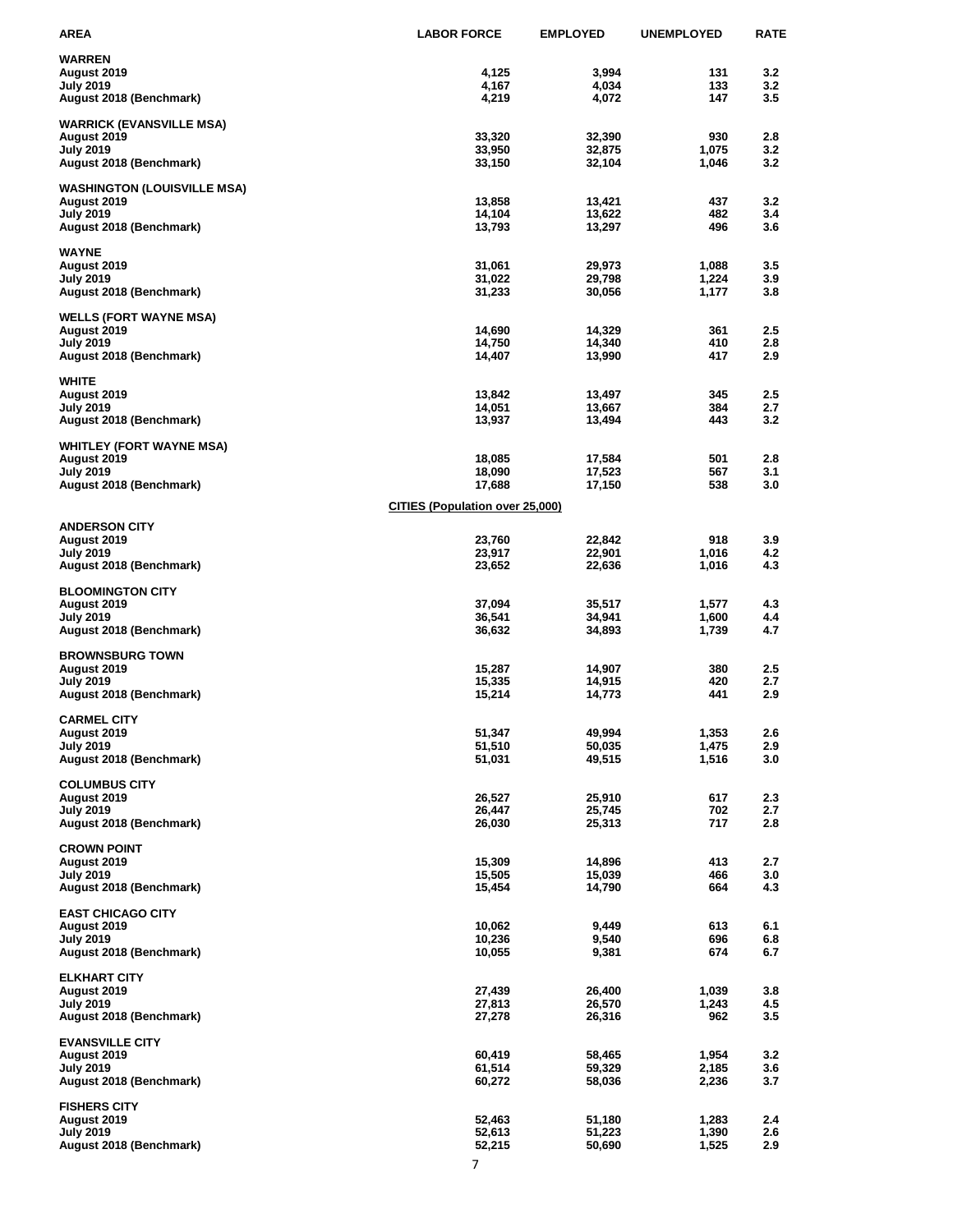| AREA | LABOR FORCE | EMPLOYED | UNEMPLOYED | RATE |
|---|---|---|---|---|
| **WARREN** | | | | |
| August 2019 | 4,125 | 3,994 | 131 | 3.2 |
| July 2019 | 4,167 | 4,034 | 133 | 3.2 |
| August 2018 (Benchmark) | 4,219 | 4,072 | 147 | 3.5 |
| **WARRICK (EVANSVILLE MSA)** | | | | |
| August 2019 | 33,320 | 32,390 | 930 | 2.8 |
| July 2019 | 33,950 | 32,875 | 1,075 | 3.2 |
| August 2018 (Benchmark) | 33,150 | 32,104 | 1,046 | 3.2 |
| **WASHINGTON (LOUISVILLE MSA)** | | | | |
| August 2019 | 13,858 | 13,421 | 437 | 3.2 |
| July 2019 | 14,104 | 13,622 | 482 | 3.4 |
| August 2018 (Benchmark) | 13,793 | 13,297 | 496 | 3.6 |
| **WAYNE** | | | | |
| August 2019 | 31,061 | 29,973 | 1,088 | 3.5 |
| July 2019 | 31,022 | 29,798 | 1,224 | 3.9 |
| August 2018 (Benchmark) | 31,233 | 30,056 | 1,177 | 3.8 |
| **WELLS (FORT WAYNE MSA)** | | | | |
| August 2019 | 14,690 | 14,329 | 361 | 2.5 |
| July 2019 | 14,750 | 14,340 | 410 | 2.8 |
| August 2018 (Benchmark) | 14,407 | 13,990 | 417 | 2.9 |
| **WHITE** | | | | |
| August 2019 | 13,842 | 13,497 | 345 | 2.5 |
| July 2019 | 14,051 | 13,667 | 384 | 2.7 |
| August 2018 (Benchmark) | 13,937 | 13,494 | 443 | 3.2 |
| **WHITLEY (FORT WAYNE MSA)** | | | | |
| August 2019 | 18,085 | 17,584 | 501 | 2.8 |
| July 2019 | 18,090 | 17,523 | 567 | 3.1 |
| August 2018 (Benchmark) | 17,688 | 17,150 | 538 | 3.0 |
| | **CITIES (Population over 25,000)** | | | |
| **ANDERSON CITY** | | | | |
| August 2019 | 23,760 | 22,842 | 918 | 3.9 |
| July 2019 | 23,917 | 22,901 | 1,016 | 4.2 |
| August 2018 (Benchmark) | 23,652 | 22,636 | 1,016 | 4.3 |
| **BLOOMINGTON CITY** | | | | |
| August 2019 | 37,094 | 35,517 | 1,577 | 4.3 |
| July 2019 | 36,541 | 34,941 | 1,600 | 4.4 |
| August 2018 (Benchmark) | 36,632 | 34,893 | 1,739 | 4.7 |
| **BROWNSBURG TOWN** | | | | |
| August 2019 | 15,287 | 14,907 | 380 | 2.5 |
| July 2019 | 15,335 | 14,915 | 420 | 2.7 |
| August 2018 (Benchmark) | 15,214 | 14,773 | 441 | 2.9 |
| **CARMEL CITY** | | | | |
| August 2019 | 51,347 | 49,994 | 1,353 | 2.6 |
| July 2019 | 51,510 | 50,035 | 1,475 | 2.9 |
| August 2018 (Benchmark) | 51,031 | 49,515 | 1,516 | 3.0 |
| **COLUMBUS CITY** | | | | |
| August 2019 | 26,527 | 25,910 | 617 | 2.3 |
| July 2019 | 26,447 | 25,745 | 702 | 2.7 |
| August 2018 (Benchmark) | 26,030 | 25,313 | 717 | 2.8 |
| **CROWN POINT** | | | | |
| August 2019 | 15,309 | 14,896 | 413 | 2.7 |
| July 2019 | 15,505 | 15,039 | 466 | 3.0 |
| August 2018 (Benchmark) | 15,454 | 14,790 | 664 | 4.3 |
| **EAST CHICAGO CITY** | | | | |
| August 2019 | 10,062 | 9,449 | 613 | 6.1 |
| July 2019 | 10,236 | 9,540 | 696 | 6.8 |
| August 2018 (Benchmark) | 10,055 | 9,381 | 674 | 6.7 |
| **ELKHART CITY** | | | | |
| August 2019 | 27,439 | 26,400 | 1,039 | 3.8 |
| July 2019 | 27,813 | 26,570 | 1,243 | 4.5 |
| August 2018 (Benchmark) | 27,278 | 26,316 | 962 | 3.5 |
| **EVANSVILLE CITY** | | | | |
| August 2019 | 60,419 | 58,465 | 1,954 | 3.2 |
| July 2019 | 61,514 | 59,329 | 2,185 | 3.6 |
| August 2018 (Benchmark) | 60,272 | 58,036 | 2,236 | 3.7 |
| **FISHERS CITY** | | | | |
| August 2019 | 52,463 | 51,180 | 1,283 | 2.4 |
| July 2019 | 52,613 | 51,223 | 1,390 | 2.6 |
| August 2018 (Benchmark) | 52,215 | 50,690 | 1,525 | 2.9 |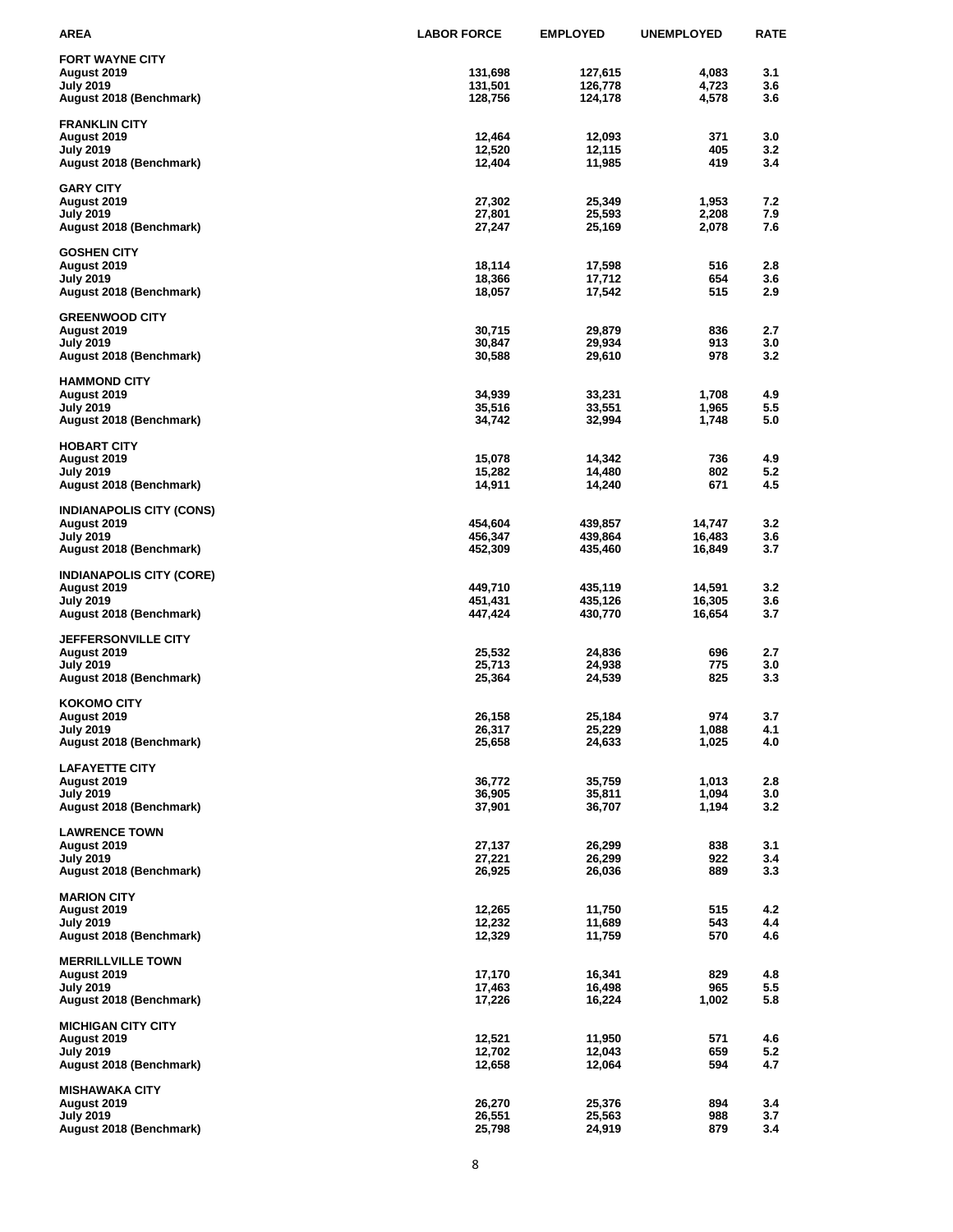| AREA | LABOR FORCE | EMPLOYED | UNEMPLOYED | RATE |
|---|---|---|---|---|
| **FORT WAYNE CITY** | | | | |
| August 2019 | 131,698 | 127,615 | 4,083 | 3.1 |
| July 2019 | 131,501 | 126,778 | 4,723 | 3.6 |
| August 2018 (Benchmark) | 128,756 | 124,178 | 4,578 | 3.6 |
| **FRANKLIN CITY** | | | | |
| August 2019 | 12,464 | 12,093 | 371 | 3.0 |
| July 2019 | 12,520 | 12,115 | 405 | 3.2 |
| August 2018 (Benchmark) | 12,404 | 11,985 | 419 | 3.4 |
| **GARY CITY** | | | | |
| August 2019 | 27,302 | 25,349 | 1,953 | 7.2 |
| July 2019 | 27,801 | 25,593 | 2,208 | 7.9 |
| August 2018 (Benchmark) | 27,247 | 25,169 | 2,078 | 7.6 |
| **GOSHEN CITY** | | | | |
| August 2019 | 18,114 | 17,598 | 516 | 2.8 |
| July 2019 | 18,366 | 17,712 | 654 | 3.6 |
| August 2018 (Benchmark) | 18,057 | 17,542 | 515 | 2.9 |
| **GREENWOOD CITY** | | | | |
| August 2019 | 30,715 | 29,879 | 836 | 2.7 |
| July 2019 | 30,847 | 29,934 | 913 | 3.0 |
| August 2018 (Benchmark) | 30,588 | 29,610 | 978 | 3.2 |
| **HAMMOND CITY** | | | | |
| August 2019 | 34,939 | 33,231 | 1,708 | 4.9 |
| July 2019 | 35,516 | 33,551 | 1,965 | 5.5 |
| August 2018 (Benchmark) | 34,742 | 32,994 | 1,748 | 5.0 |
| **HOBART CITY** | | | | |
| August 2019 | 15,078 | 14,342 | 736 | 4.9 |
| July 2019 | 15,282 | 14,480 | 802 | 5.2 |
| August 2018 (Benchmark) | 14,911 | 14,240 | 671 | 4.5 |
| **INDIANAPOLIS CITY (CONS)** | | | | |
| August 2019 | 454,604 | 439,857 | 14,747 | 3.2 |
| July 2019 | 456,347 | 439,864 | 16,483 | 3.6 |
| August 2018 (Benchmark) | 452,309 | 435,460 | 16,849 | 3.7 |
| **INDIANAPOLIS CITY (CORE)** | | | | |
| August 2019 | 449,710 | 435,119 | 14,591 | 3.2 |
| July 2019 | 451,431 | 435,126 | 16,305 | 3.6 |
| August 2018 (Benchmark) | 447,424 | 430,770 | 16,654 | 3.7 |
| **JEFFERSONVILLE CITY** | | | | |
| August 2019 | 25,532 | 24,836 | 696 | 2.7 |
| July 2019 | 25,713 | 24,938 | 775 | 3.0 |
| August 2018 (Benchmark) | 25,364 | 24,539 | 825 | 3.3 |
| **KOKOMO CITY** | | | | |
| August 2019 | 26,158 | 25,184 | 974 | 3.7 |
| July 2019 | 26,317 | 25,229 | 1,088 | 4.1 |
| August 2018 (Benchmark) | 25,658 | 24,633 | 1,025 | 4.0 |
| **LAFAYETTE CITY** | | | | |
| August 2019 | 36,772 | 35,759 | 1,013 | 2.8 |
| July 2019 | 36,905 | 35,811 | 1,094 | 3.0 |
| August 2018 (Benchmark) | 37,901 | 36,707 | 1,194 | 3.2 |
| **LAWRENCE TOWN** | | | | |
| August 2019 | 27,137 | 26,299 | 838 | 3.1 |
| July 2019 | 27,221 | 26,299 | 922 | 3.4 |
| August 2018 (Benchmark) | 26,925 | 26,036 | 889 | 3.3 |
| **MARION CITY** | | | | |
| August 2019 | 12,265 | 11,750 | 515 | 4.2 |
| July 2019 | 12,232 | 11,689 | 543 | 4.4 |
| August 2018 (Benchmark) | 12,329 | 11,759 | 570 | 4.6 |
| **MERRILLVILLE TOWN** | | | | |
| August 2019 | 17,170 | 16,341 | 829 | 4.8 |
| July 2019 | 17,463 | 16,498 | 965 | 5.5 |
| August 2018 (Benchmark) | 17,226 | 16,224 | 1,002 | 5.8 |
| **MICHIGAN CITY CITY** | | | | |
| August 2019 | 12,521 | 11,950 | 571 | 4.6 |
| July 2019 | 12,702 | 12,043 | 659 | 5.2 |
| August 2018 (Benchmark) | 12,658 | 12,064 | 594 | 4.7 |
| **MISHAWAKA CITY** | | | | |
| August 2019 | 26,270 | 25,376 | 894 | 3.4 |
| July 2019 | 26,551 | 25,563 | 988 | 3.7 |
| August 2018 (Benchmark) | 25,798 | 24,919 | 879 | 3.4 |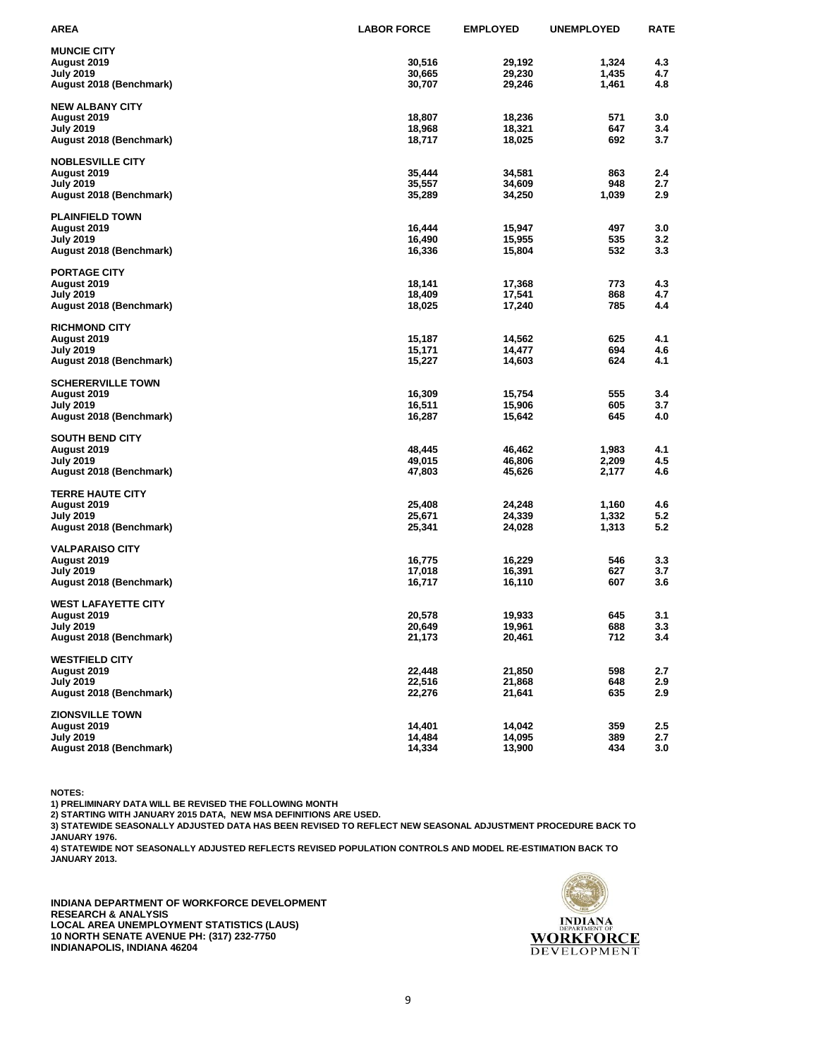| AREA | LABOR FORCE | EMPLOYED | UNEMPLOYED | RATE |
|---|---|---|---|---|
| **MUNCIE CITY** | | | | |
| August 2019 | 30,516 | 29,192 | 1,324 | 4.3 |
| July 2019 | 30,665 | 29,230 | 1,435 | 4.7 |
| August 2018 (Benchmark) | 30,707 | 29,246 | 1,461 | 4.8 |
| **NEW ALBANY CITY** | | | | |
| August 2019 | 18,807 | 18,236 | 571 | 3.0 |
| July 2019 | 18,968 | 18,321 | 647 | 3.4 |
| August 2018 (Benchmark) | 18,717 | 18,025 | 692 | 3.7 |
| **NOBLESVILLE CITY** | | | | |
| August 2019 | 35,444 | 34,581 | 863 | 2.4 |
| July 2019 | 35,557 | 34,609 | 948 | 2.7 |
| August 2018 (Benchmark) | 35,289 | 34,250 | 1,039 | 2.9 |
| **PLAINFIELD TOWN** | | | | |
| August 2019 | 16,444 | 15,947 | 497 | 3.0 |
| July 2019 | 16,490 | 15,955 | 535 | 3.2 |
| August 2018 (Benchmark) | 16,336 | 15,804 | 532 | 3.3 |
| **PORTAGE CITY** | | | | |
| August 2019 | 18,141 | 17,368 | 773 | 4.3 |
| July 2019 | 18,409 | 17,541 | 868 | 4.7 |
| August 2018 (Benchmark) | 18,025 | 17,240 | 785 | 4.4 |
| **RICHMOND CITY** | | | | |
| August 2019 | 15,187 | 14,562 | 625 | 4.1 |
| July 2019 | 15,171 | 14,477 | 694 | 4.6 |
| August 2018 (Benchmark) | 15,227 | 14,603 | 624 | 4.1 |
| **SCHERERVILLE TOWN** | | | | |
| August 2019 | 16,309 | 15,754 | 555 | 3.4 |
| July 2019 | 16,511 | 15,906 | 605 | 3.7 |
| August 2018 (Benchmark) | 16,287 | 15,642 | 645 | 4.0 |
| **SOUTH BEND CITY** | | | | |
| August 2019 | 48,445 | 46,462 | 1,983 | 4.1 |
| July 2019 | 49,015 | 46,806 | 2,209 | 4.5 |
| August 2018 (Benchmark) | 47,803 | 45,626 | 2,177 | 4.6 |
| **TERRE HAUTE CITY** | | | | |
| August 2019 | 25,408 | 24,248 | 1,160 | 4.6 |
| July 2019 | 25,671 | 24,339 | 1,332 | 5.2 |
| August 2018 (Benchmark) | 25,341 | 24,028 | 1,313 | 5.2 |
| **VALPARAISO CITY** | | | | |
| August 2019 | 16,775 | 16,229 | 546 | 3.3 |
| July 2019 | 17,018 | 16,391 | 627 | 3.7 |
| August 2018 (Benchmark) | 16,717 | 16,110 | 607 | 3.6 |
| **WEST LAFAYETTE CITY** | | | | |
| August 2019 | 20,578 | 19,933 | 645 | 3.1 |
| July 2019 | 20,649 | 19,961 | 688 | 3.3 |
| August 2018 (Benchmark) | 21,173 | 20,461 | 712 | 3.4 |
| **WESTFIELD CITY** | | | | |
| August 2019 | 22,448 | 21,850 | 598 | 2.7 |
| July 2019 | 22,516 | 21,868 | 648 | 2.9 |
| August 2018 (Benchmark) | 22,276 | 21,641 | 635 | 2.9 |
| **ZIONSVILLE TOWN** | | | | |
| August 2019 | 14,401 | 14,042 | 359 | 2.5 |
| July 2019 | 14,484 | 14,095 | 389 | 2.7 |
| August 2018 (Benchmark) | 14,334 | 13,900 | 434 | 3.0 |

**NOTES:**

1) PRELIMINARY DATA WILL BE REVISED THE FOLLOWING MONTH

2) STARTING WITH JANUARY 2015 DATA, NEW MSA DEFINITIONS ARE USED.

3) STATEWIDE SEASONALLY ADJUSTED DATA HAS BEEN REVISED TO REFLECT NEW SEASONAL ADJUSTMENT PROCEDURE BACK TO JANUARY 1976.

4) STATEWIDE NOT SEASONALLY ADJUSTED REFLECTS REVISED POPULATION CONTROLS AND MODEL RE-ESTIMATION BACK TO JANUARY 2013.

**INDIANA DEPARTMENT OF WORKFORCE DEVELOPMENT**
**RESEARCH & ANALYSIS**
**LOCAL AREA UNEMPLOYMENT STATISTICS (LAUS)**
**10 NORTH SENATE AVENUE PH: (317) 232-7750**
**INDIANAPOLIS, INDIANA 46204**

INDIANA DEPARTMENT OF WORKFORCE DEVELOPMENT